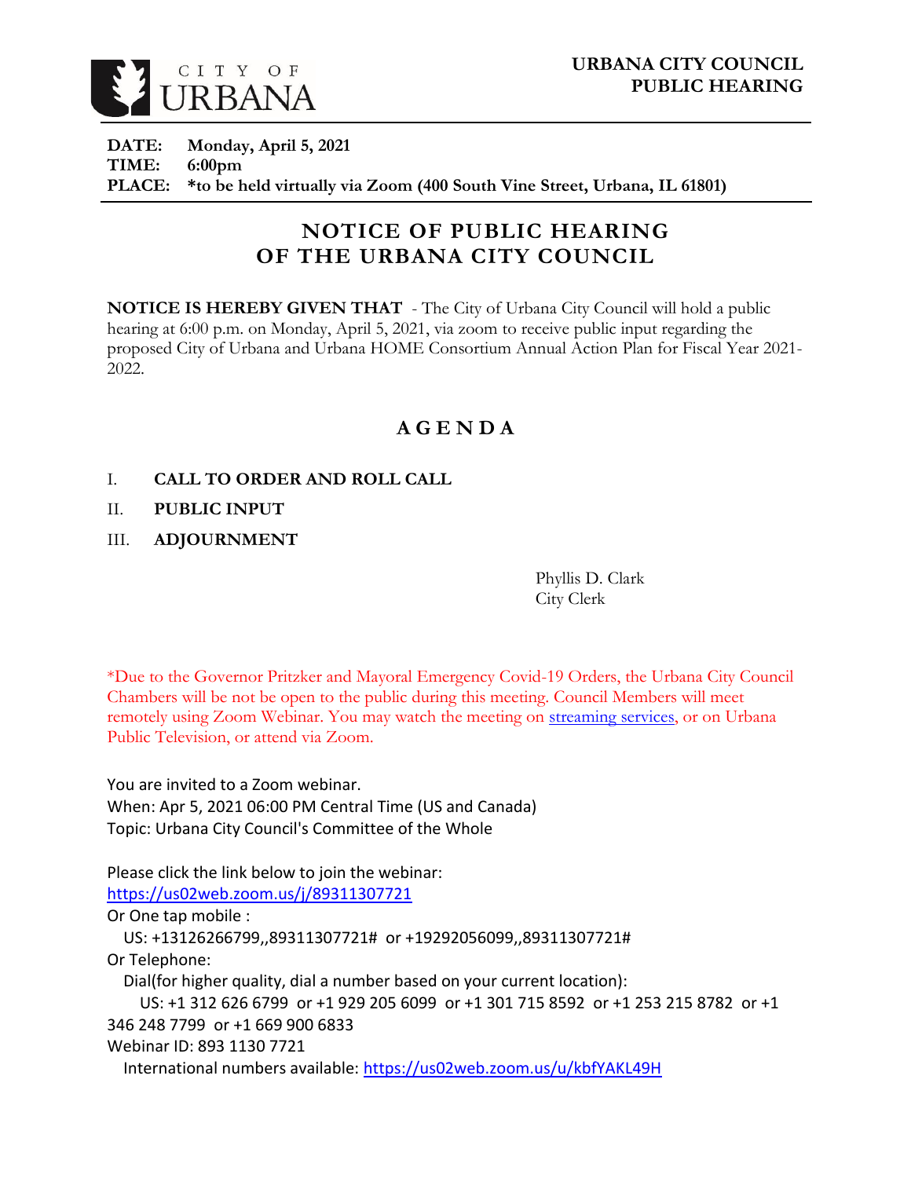CITY OF URBANA

**URBANA CITY COUNCIL PUBLIC HEARING**

**DATE:** **Monday, April 5, 2021**
**TIME:** **6:00pm**
**PLACE:** ***to be held virtually via Zoom (400 South Vine Street, Urbana, IL 61801)**

# NOTICE OF PUBLIC HEARING OF THE URBANA CITY COUNCIL

**NOTICE IS HEREBY GIVEN THAT** - The City of Urbana City Council will hold a public hearing at 6:00 p.m. on Monday, April 5, 2021, via zoom to receive public input regarding the proposed City of Urbana and Urbana HOME Consortium Annual Action Plan for Fiscal Year 2021-2022.

## A G E N D A

I. **CALL TO ORDER AND ROLL CALL**

II. **PUBLIC INPUT**

III. **ADJOURNMENT**

Phyllis D. Clark
City Clerk

*Due to the Governor Pritzker and Mayoral Emergency Covid-19 Orders, the Urbana City Council Chambers will be not be open to the public during this meeting. Council Members will meet remotely using Zoom Webinar. You may watch the meeting on streaming services, or on Urbana Public Television, or attend via Zoom.

You are invited to a Zoom webinar.
When: Apr 5, 2021 06:00 PM Central Time (US and Canada)
Topic: Urbana City Council's Committee of the Whole

Please click the link below to join the webinar:
https://us02web.zoom.us/j/89311307721
Or One tap mobile :
US: +13126266799,,89311307721# or +19292056099,,89311307721#
Or Telephone:
Dial(for higher quality, dial a number based on your current location):
US: +1 312 626 6799 or +1 929 205 6099 or +1 301 715 8592 or +1 253 215 8782 or +1 346 248 7799 or +1 669 900 6833
Webinar ID: 893 1130 7721
International numbers available: https://us02web.zoom.us/u/kbfYAKL49H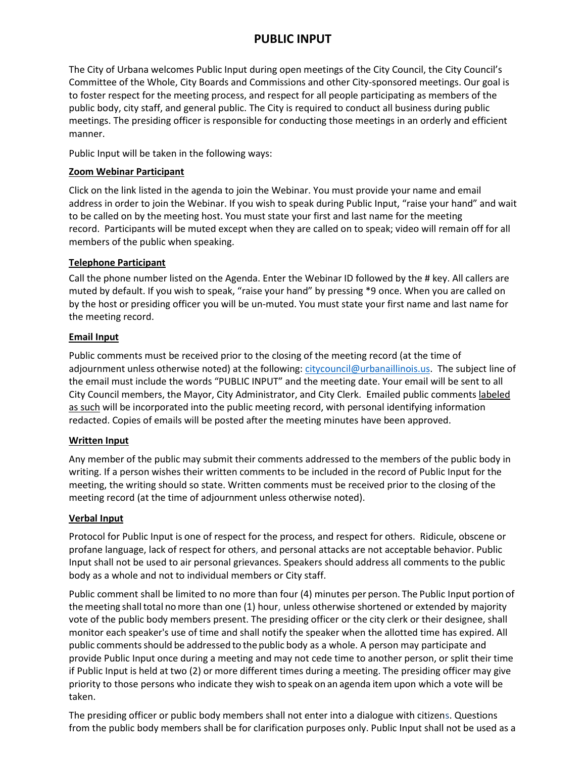# PUBLIC INPUT

The City of Urbana welcomes Public Input during open meetings of the City Council, the City Council's Committee of the Whole, City Boards and Commissions and other City-sponsored meetings. Our goal is to foster respect for the meeting process, and respect for all people participating as members of the public body, city staff, and general public. The City is required to conduct all business during public meetings. The presiding officer is responsible for conducting those meetings in an orderly and efficient manner.

Public Input will be taken in the following ways:

**Zoom Webinar Participant**

Click on the link listed in the agenda to join the Webinar. You must provide your name and email address in order to join the Webinar. If you wish to speak during Public Input, "raise your hand" and wait to be called on by the meeting host. You must state your first and last name for the meeting record. Participants will be muted except when they are called on to speak; video will remain off for all members of the public when speaking.

**Telephone Participant**

Call the phone number listed on the Agenda. Enter the Webinar ID followed by the # key. All callers are muted by default. If you wish to speak, "raise your hand" by pressing *9 once. When you are called on by the host or presiding officer you will be un-muted. You must state your first name and last name for the meeting record.

**Email Input**

Public comments must be received prior to the closing of the meeting record (at the time of adjournment unless otherwise noted) at the following: citycouncil@urbanaillinois.us. The subject line of the email must include the words "PUBLIC INPUT" and the meeting date. Your email will be sent to all City Council members, the Mayor, City Administrator, and City Clerk. Emailed public comments labeled as such will be incorporated into the public meeting record, with personal identifying information redacted. Copies of emails will be posted after the meeting minutes have been approved.

**Written Input**

Any member of the public may submit their comments addressed to the members of the public body in writing. If a person wishes their written comments to be included in the record of Public Input for the meeting, the writing should so state. Written comments must be received prior to the closing of the meeting record (at the time of adjournment unless otherwise noted).

**Verbal Input**

Protocol for Public Input is one of respect for the process, and respect for others. Ridicule, obscene or profane language, lack of respect for others, and personal attacks are not acceptable behavior. Public Input shall not be used to air personal grievances. Speakers should address all comments to the public body as a whole and not to individual members or City staff.

Public comment shall be limited to no more than four (4) minutes per person. The Public Input portion of the meeting shall total no more than one (1) hour, unless otherwise shortened or extended by majority vote of the public body members present. The presiding officer or the city clerk or their designee, shall monitor each speaker's use of time and shall notify the speaker when the allotted time has expired. All public comments should be addressed to the public body as a whole. A person may participate and provide Public Input once during a meeting and may not cede time to another person, or split their time if Public Input is held at two (2) or more different times during a meeting. The presiding officer may give priority to those persons who indicate they wish to speak on an agenda item upon which a vote will be taken.

The presiding officer or public body members shall not enter into a dialogue with citizens. Questions from the public body members shall be for clarification purposes only. Public Input shall not be used as a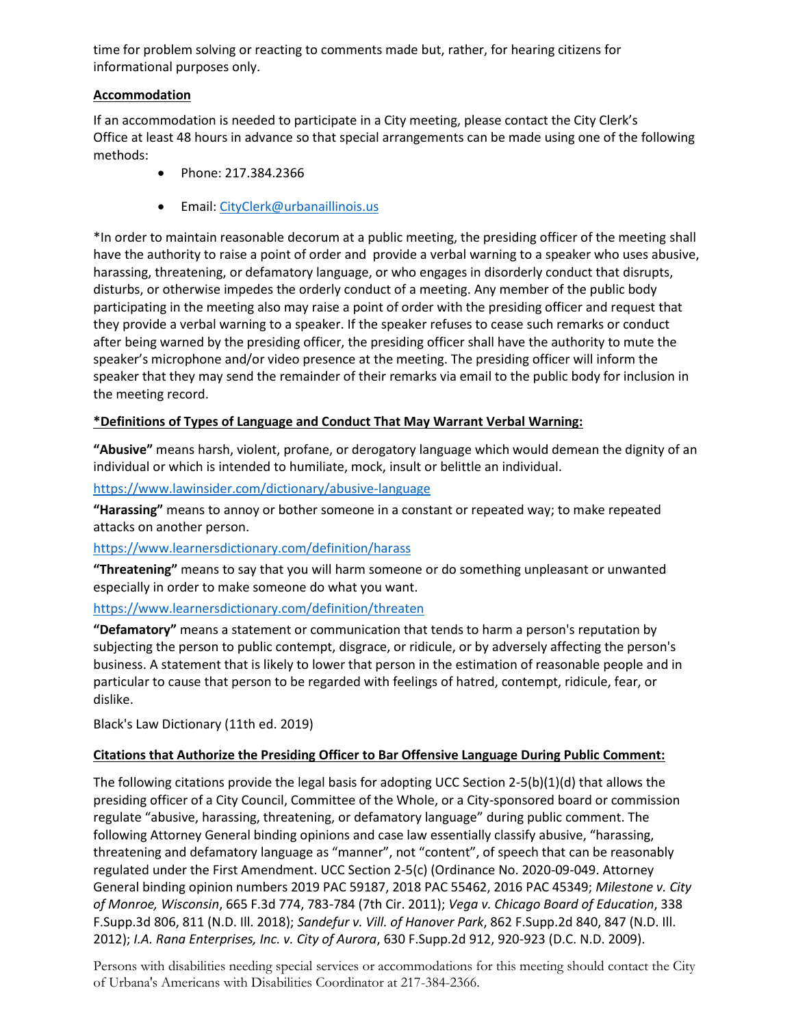time for problem solving or reacting to comments made but, rather, for hearing citizens for informational purposes only.

**Accommodation**

If an accommodation is needed to participate in a City meeting, please contact the City Clerk's Office at least 48 hours in advance so that special arrangements can be made using one of the following methods:

- Phone: 217.384.2366
- Email: CityClerk@urbanaillinois.us

*In order to maintain reasonable decorum at a public meeting, the presiding officer of the meeting shall have the authority to raise a point of order and provide a verbal warning to a speaker who uses abusive, harassing, threatening, or defamatory language, or who engages in disorderly conduct that disrupts, disturbs, or otherwise impedes the orderly conduct of a meeting. Any member of the public body participating in the meeting also may raise a point of order with the presiding officer and request that they provide a verbal warning to a speaker. If the speaker refuses to cease such remarks or conduct after being warned by the presiding officer, the presiding officer shall have the authority to mute the speaker's microphone and/or video presence at the meeting. The presiding officer will inform the speaker that they may send the remainder of their remarks via email to the public body for inclusion in the meeting record.

**\*Definitions of Types of Language and Conduct That May Warrant Verbal Warning:**

**"Abusive"** means harsh, violent, profane, or derogatory language which would demean the dignity of an individual or which is intended to humiliate, mock, insult or belittle an individual.

https://www.lawinsider.com/dictionary/abusive-language

**"Harassing"** means to annoy or bother someone in a constant or repeated way; to make repeated attacks on another person.

https://www.learnersdictionary.com/definition/harass

**"Threatening"** means to say that you will harm someone or do something unpleasant or unwanted especially in order to make someone do what you want.

https://www.learnersdictionary.com/definition/threaten

**"Defamatory"** means a statement or communication that tends to harm a person's reputation by subjecting the person to public contempt, disgrace, or ridicule, or by adversely affecting the person's business. A statement that is likely to lower that person in the estimation of reasonable people and in particular to cause that person to be regarded with feelings of hatred, contempt, ridicule, fear, or dislike.

Black's Law Dictionary (11th ed. 2019)

**Citations that Authorize the Presiding Officer to Bar Offensive Language During Public Comment:**

The following citations provide the legal basis for adopting UCC Section 2-5(b)(1)(d) that allows the presiding officer of a City Council, Committee of the Whole, or a City-sponsored board or commission regulate "abusive, harassing, threatening, or defamatory language" during public comment. The following Attorney General binding opinions and case law essentially classify abusive, "harassing, threatening and defamatory language as "manner", not "content", of speech that can be reasonably regulated under the First Amendment. UCC Section 2-5(c) (Ordinance No. 2020-09-049. Attorney General binding opinion numbers 2019 PAC 59187, 2018 PAC 55462, 2016 PAC 45349; *Milestone v. City of Monroe, Wisconsin*, 665 F.3d 774, 783-784 (7th Cir. 2011); *Vega v. Chicago Board of Education*, 338 F.Supp.3d 806, 811 (N.D. Ill. 2018); *Sandefur v. Vill. of Hanover Park*, 862 F.Supp.2d 840, 847 (N.D. Ill. 2012); *I.A. Rana Enterprises, Inc. v. City of Aurora*, 630 F.Supp.2d 912, 920-923 (D.C. N.D. 2009).

Persons with disabilities needing special services or accommodations for this meeting should contact the City of Urbana's Americans with Disabilities Coordinator at 217-384-2366.